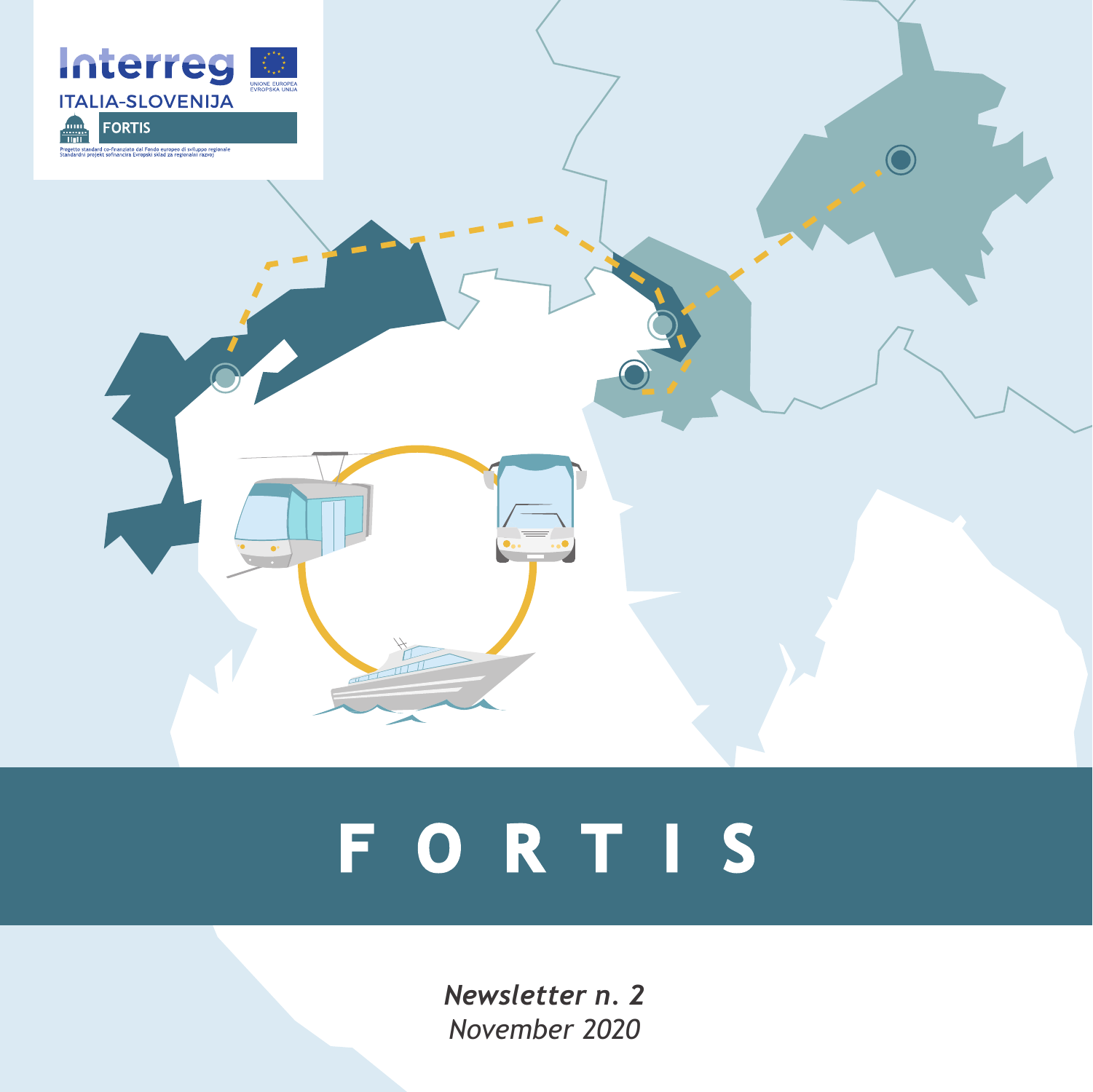Interreg

ITALIA-SLOVENIJA

UNIONE EUROPEA
EVROPSKA UNIJA

FORTIS

Progetto standard co-finanziato dal Fondo europeo di sviluppo regionale
Standardni projekt sofinanciran Evropski sklad za regionalni razvoj

# FORTIS

*Newsletter n. 2*

*November 2020*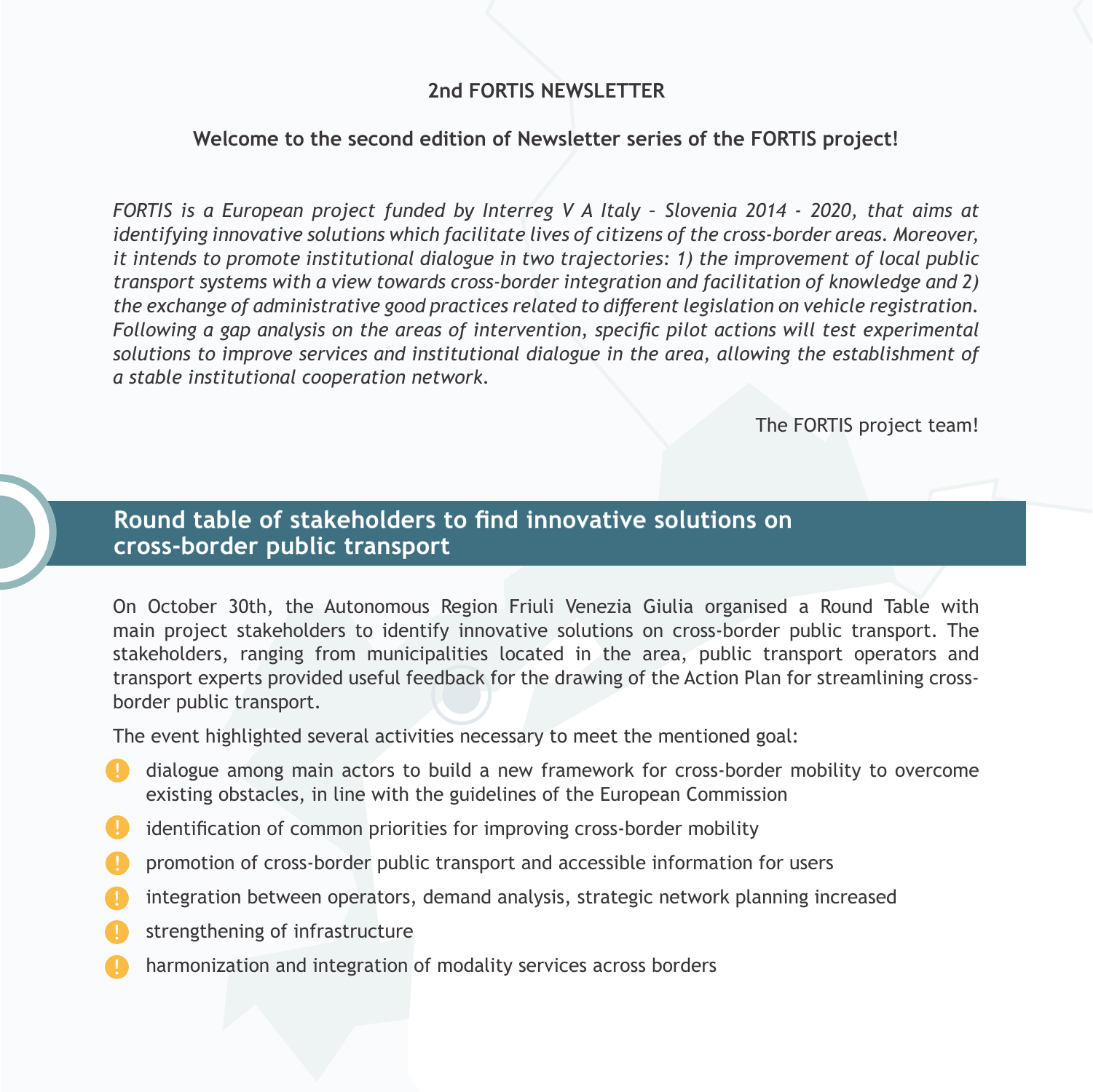**2nd FORTIS NEWSLETTER**

**Welcome to the second edition of Newsletter series of the FORTIS project!**

*FORTIS is a European project funded by Interreg V A Italy – Slovenia 2014 - 2020, that aims at identifying innovative solutions which facilitate lives of citizens of the cross-border areas. Moreover, it intends to promote institutional dialogue in two trajectories: 1) the improvement of local public transport systems with a view towards cross-border integration and facilitation of knowledge and 2) the exchange of administrative good practices related to different legislation on vehicle registration. Following a gap analysis on the areas of intervention, specific pilot actions will test experimental solutions to improve services and institutional dialogue in the area, allowing the establishment of a stable institutional cooperation network.*

The FORTIS project team!

## Round table of stakeholders to find innovative solutions on cross-border public transport

On October 30th, the Autonomous Region Friuli Venezia Giulia organised a Round Table with main project stakeholders to identify innovative solutions on cross-border public transport. The stakeholders, ranging from municipalities located in the area, public transport operators and transport experts provided useful feedback for the drawing of the Action Plan for streamlining cross-border public transport.

The event highlighted several activities necessary to meet the mentioned goal:

- dialogue among main actors to build a new framework for cross-border mobility to overcome existing obstacles, in line with the guidelines of the European Commission
- identification of common priorities for improving cross-border mobility
- promotion of cross-border public transport and accessible information for users
- integration between operators, demand analysis, strategic network planning increased
- strengthening of infrastructure
- harmonization and integration of modality services across borders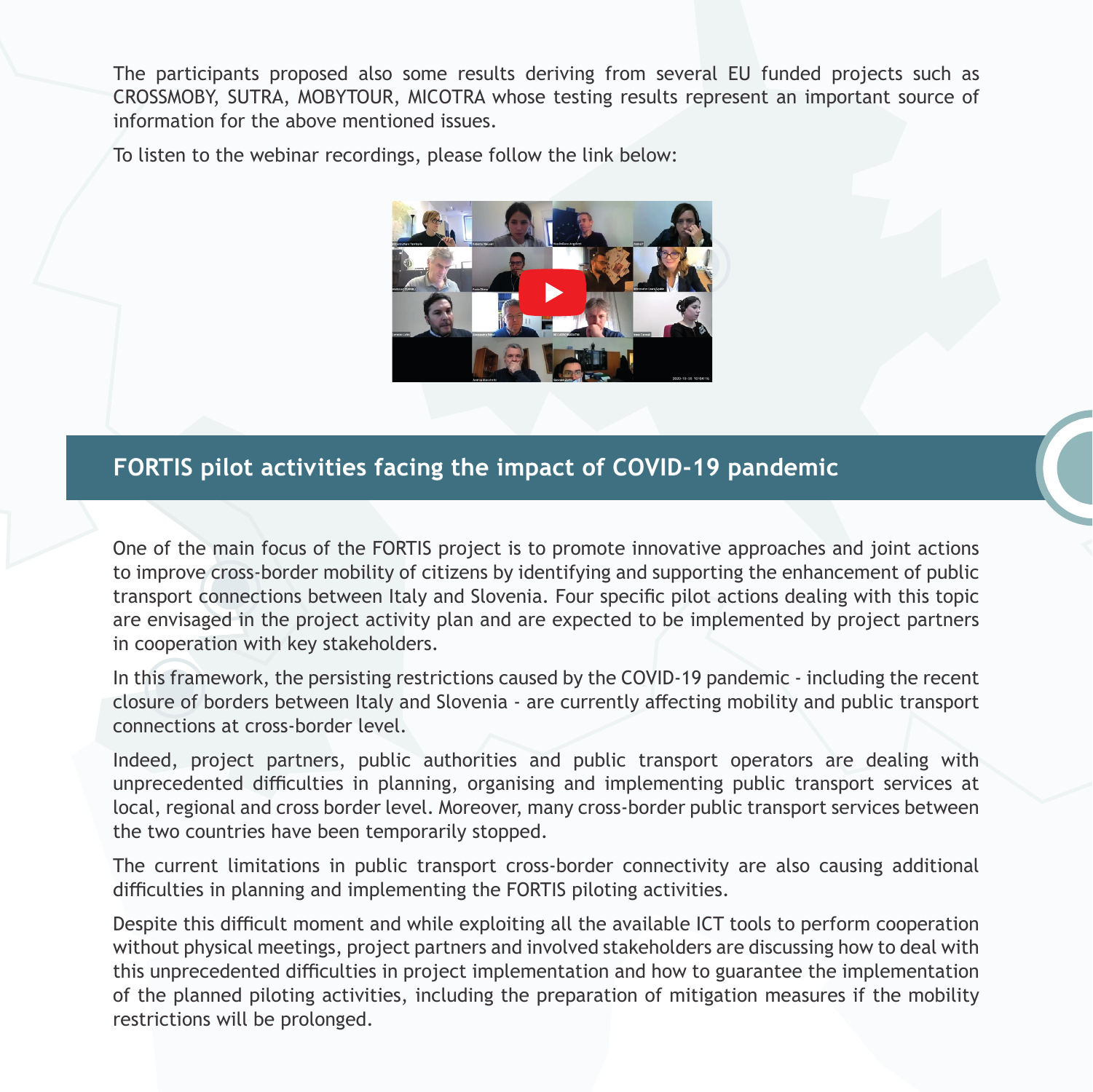The participants proposed also some results deriving from several EU funded projects such as CROSSMOBY, SUTRA, MOBYTOUR, MICOTRA whose testing results represent an important source of information for the above mentioned issues.

To listen to the webinar recordings, please follow the link below:

## FORTIS pilot activities facing the impact of COVID-19 pandemic

One of the main focus of the FORTIS project is to promote innovative approaches and joint actions to improve cross-border mobility of citizens by identifying and supporting the enhancement of public transport connections between Italy and Slovenia. Four specific pilot actions dealing with this topic are envisaged in the project activity plan and are expected to be implemented by project partners in cooperation with key stakeholders.

In this framework, the persisting restrictions caused by the COVID-19 pandemic - including the recent closure of borders between Italy and Slovenia - are currently affecting mobility and public transport connections at cross-border level.

Indeed, project partners, public authorities and public transport operators are dealing with unprecedented difficulties in planning, organising and implementing public transport services at local, regional and cross border level. Moreover, many cross-border public transport services between the two countries have been temporarily stopped.

The current limitations in public transport cross-border connectivity are also causing additional difficulties in planning and implementing the FORTIS piloting activities.

Despite this difficult moment and while exploiting all the available ICT tools to perform cooperation without physical meetings, project partners and involved stakeholders are discussing how to deal with this unprecedented difficulties in project implementation and how to guarantee the implementation of the planned piloting activities, including the preparation of mitigation measures if the mobility restrictions will be prolonged.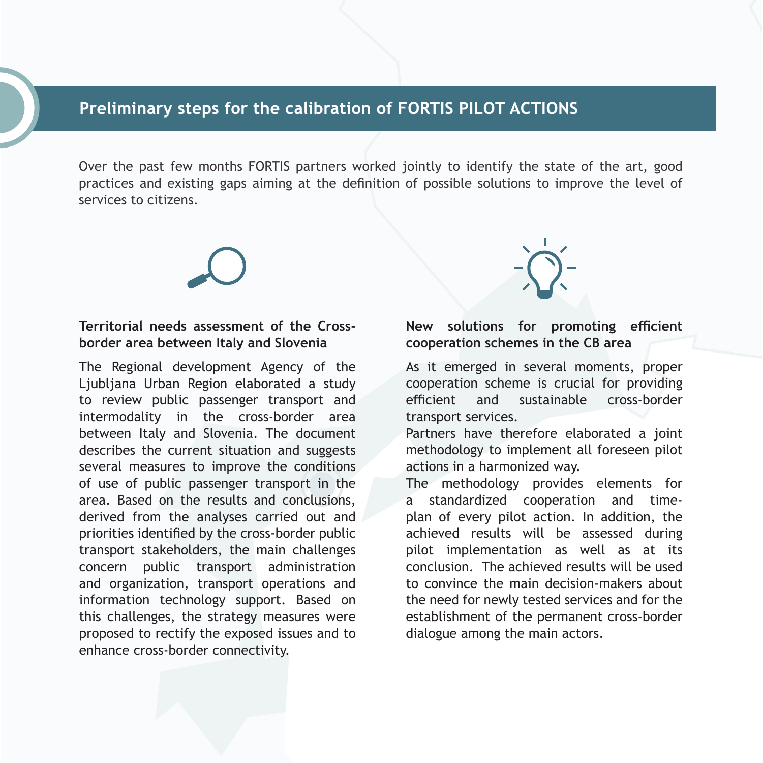## Preliminary steps for the calibration of FORTIS PILOT ACTIONS

Over the past few months FORTIS partners worked jointly to identify the state of the art, good practices and existing gaps aiming at the definition of possible solutions to improve the level of services to citizens.

### Territorial needs assessment of the Cross-border area between Italy and Slovenia

The Regional development Agency of the Ljubljana Urban Region elaborated a study to review public passenger transport and intermodality in the cross-border area between Italy and Slovenia. The document describes the current situation and suggests several measures to improve the conditions of use of public passenger transport in the area. Based on the results and conclusions, derived from the analyses carried out and priorities identified by the cross-border public transport stakeholders, the main challenges concern public transport administration and organization, transport operations and information technology support. Based on this challenges, the strategy measures were proposed to rectify the exposed issues and to enhance cross-border connectivity.

### New solutions for promoting efficient cooperation schemes in the CB area

As it emerged in several moments, proper cooperation scheme is crucial for providing efficient and sustainable cross-border transport services.

Partners have therefore elaborated a joint methodology to implement all foreseen pilot actions in a harmonized way.

The methodology provides elements for a standardized cooperation and time-plan of every pilot action. In addition, the achieved results will be assessed during pilot implementation as well as at its conclusion. The achieved results will be used to convince the main decision-makers about the need for newly tested services and for the establishment of the permanent cross-border dialogue among the main actors.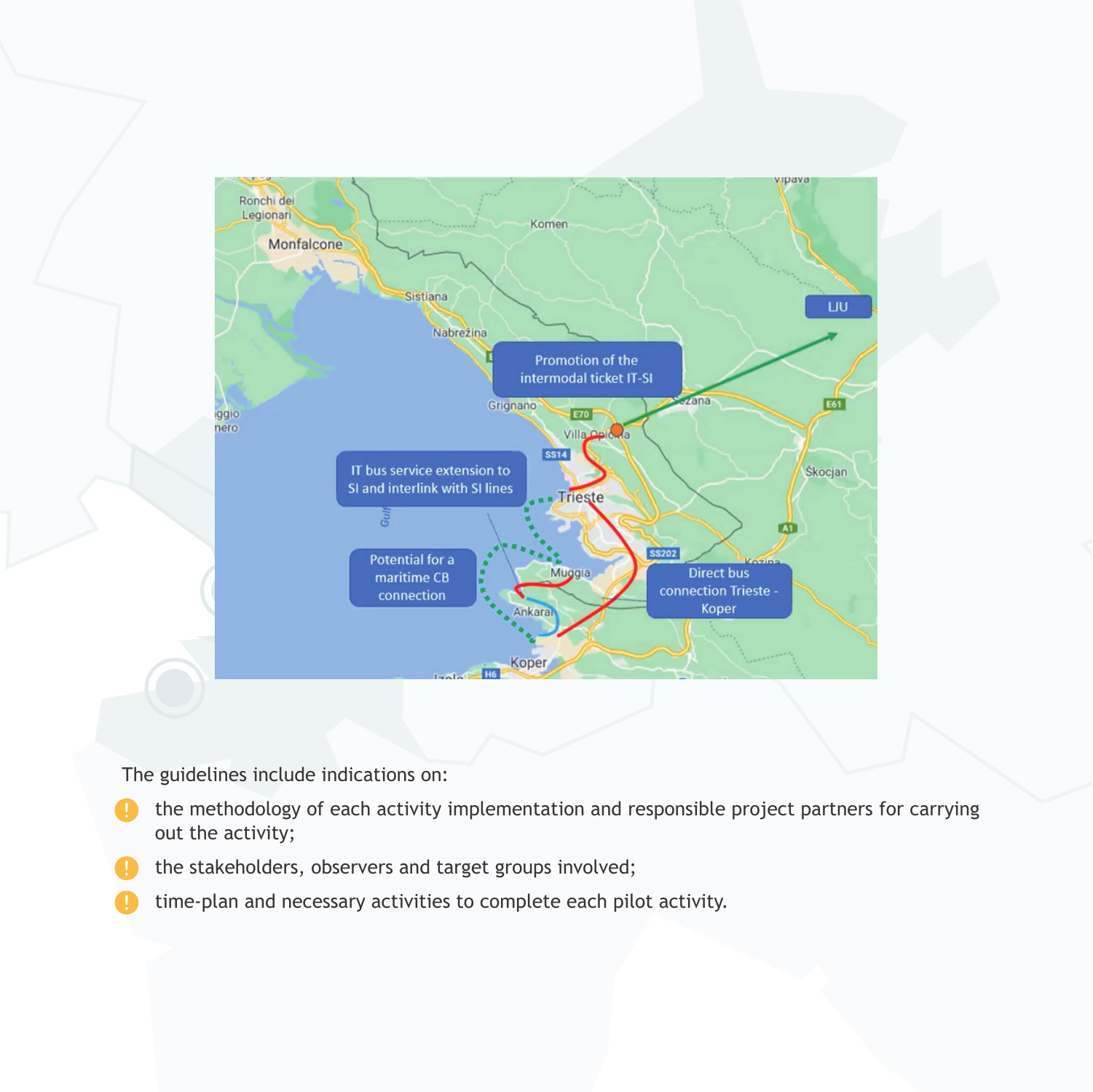The guidelines include indications on:

- the methodology of each activity implementation and responsible project partners for carrying out the activity;
- the stakeholders, observers and target groups involved;
- time-plan and necessary activities to complete each pilot activity.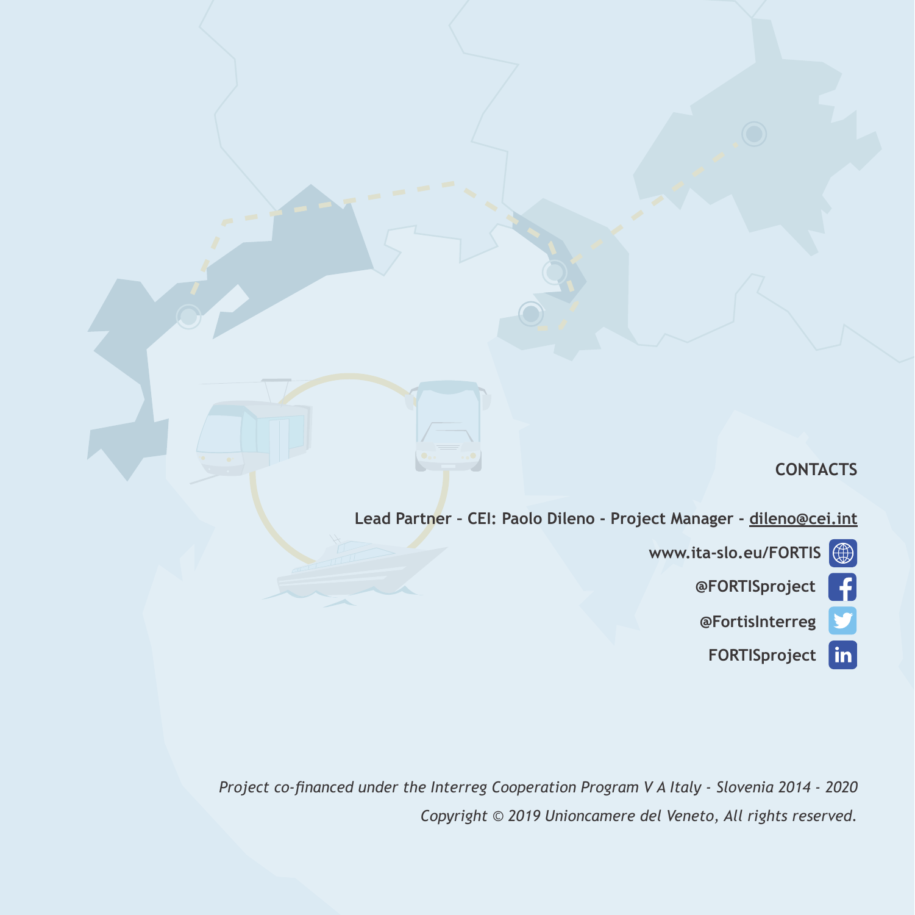## CONTACTS

**Lead Partner - CEI: Paolo Dileno - Project Manager - dileno@cei.int**

**www.ita-slo.eu/FORTIS**

**@FORTISproject**

**@FortisInterreg**

**FORTISproject**

*Project co-financed under the Interreg Cooperation Program V A Italy - Slovenia 2014 - 2020*

*Copyright © 2019 Unioncamere del Veneto, All rights reserved.*